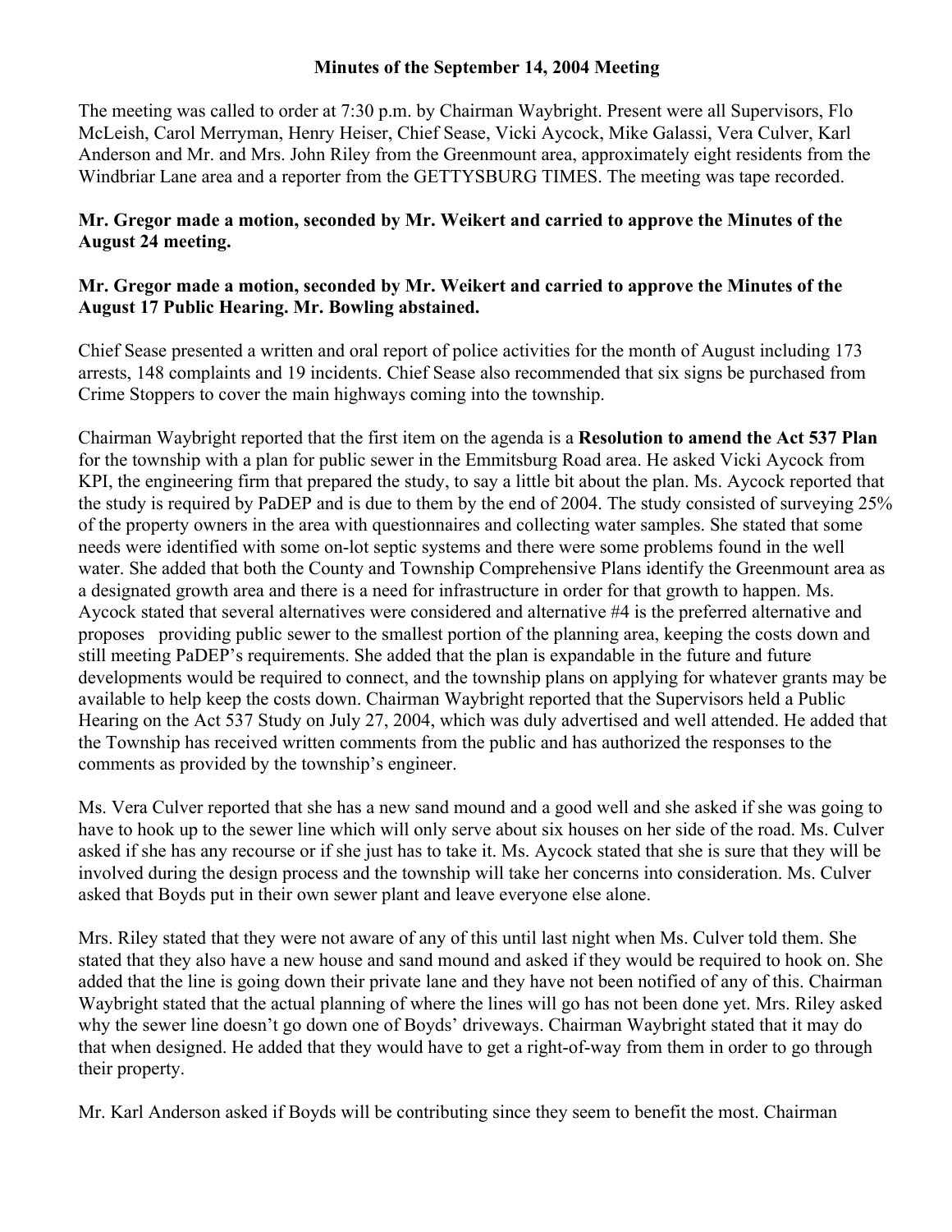# Minutes of the September 14, 2004 Meeting

The meeting was called to order at 7:30 p.m. by Chairman Waybright. Present were all Supervisors, Flo McLeish, Carol Merryman, Henry Heiser, Chief Sease, Vicki Aycock, Mike Galassi, Vera Culver, Karl Anderson and Mr. and Mrs. John Riley from the Greenmount area, approximately eight residents from the Windbriar Lane area and a reporter from the GETTYSBURG TIMES. The meeting was tape recorded.

**Mr. Gregor made a motion, seconded by Mr. Weikert and carried to approve the Minutes of the August 24 meeting.**

**Mr. Gregor made a motion, seconded by Mr. Weikert and carried to approve the Minutes of the August 17 Public Hearing. Mr. Bowling abstained.**

Chief Sease presented a written and oral report of police activities for the month of August including 173 arrests, 148 complaints and 19 incidents. Chief Sease also recommended that six signs be purchased from Crime Stoppers to cover the main highways coming into the township.

Chairman Waybright reported that the first item on the agenda is a **Resolution to amend the Act 537 Plan** for the township with a plan for public sewer in the Emmitsburg Road area. He asked Vicki Aycock from KPI, the engineering firm that prepared the study, to say a little bit about the plan. Ms. Aycock reported that the study is required by PaDEP and is due to them by the end of 2004. The study consisted of surveying 25% of the property owners in the area with questionnaires and collecting water samples. She stated that some needs were identified with some on-lot septic systems and there were some problems found in the well water. She added that both the County and Township Comprehensive Plans identify the Greenmount area as a designated growth area and there is a need for infrastructure in order for that growth to happen. Ms. Aycock stated that several alternatives were considered and alternative #4 is the preferred alternative and proposes providing public sewer to the smallest portion of the planning area, keeping the costs down and still meeting PaDEP's requirements. She added that the plan is expandable in the future and future developments would be required to connect, and the township plans on applying for whatever grants may be available to help keep the costs down. Chairman Waybright reported that the Supervisors held a Public Hearing on the Act 537 Study on July 27, 2004, which was duly advertised and well attended. He added that the Township has received written comments from the public and has authorized the responses to the comments as provided by the township's engineer.

Ms. Vera Culver reported that she has a new sand mound and a good well and she asked if she was going to have to hook up to the sewer line which will only serve about six houses on her side of the road. Ms. Culver asked if she has any recourse or if she just has to take it. Ms. Aycock stated that she is sure that they will be involved during the design process and the township will take her concerns into consideration. Ms. Culver asked that Boyds put in their own sewer plant and leave everyone else alone.

Mrs. Riley stated that they were not aware of any of this until last night when Ms. Culver told them. She stated that they also have a new house and sand mound and asked if they would be required to hook on. She added that the line is going down their private lane and they have not been notified of any of this. Chairman Waybright stated that the actual planning of where the lines will go has not been done yet. Mrs. Riley asked why the sewer line doesn't go down one of Boyds' driveways. Chairman Waybright stated that it may do that when designed. He added that they would have to get a right-of-way from them in order to go through their property.

Mr. Karl Anderson asked if Boyds will be contributing since they seem to benefit the most. Chairman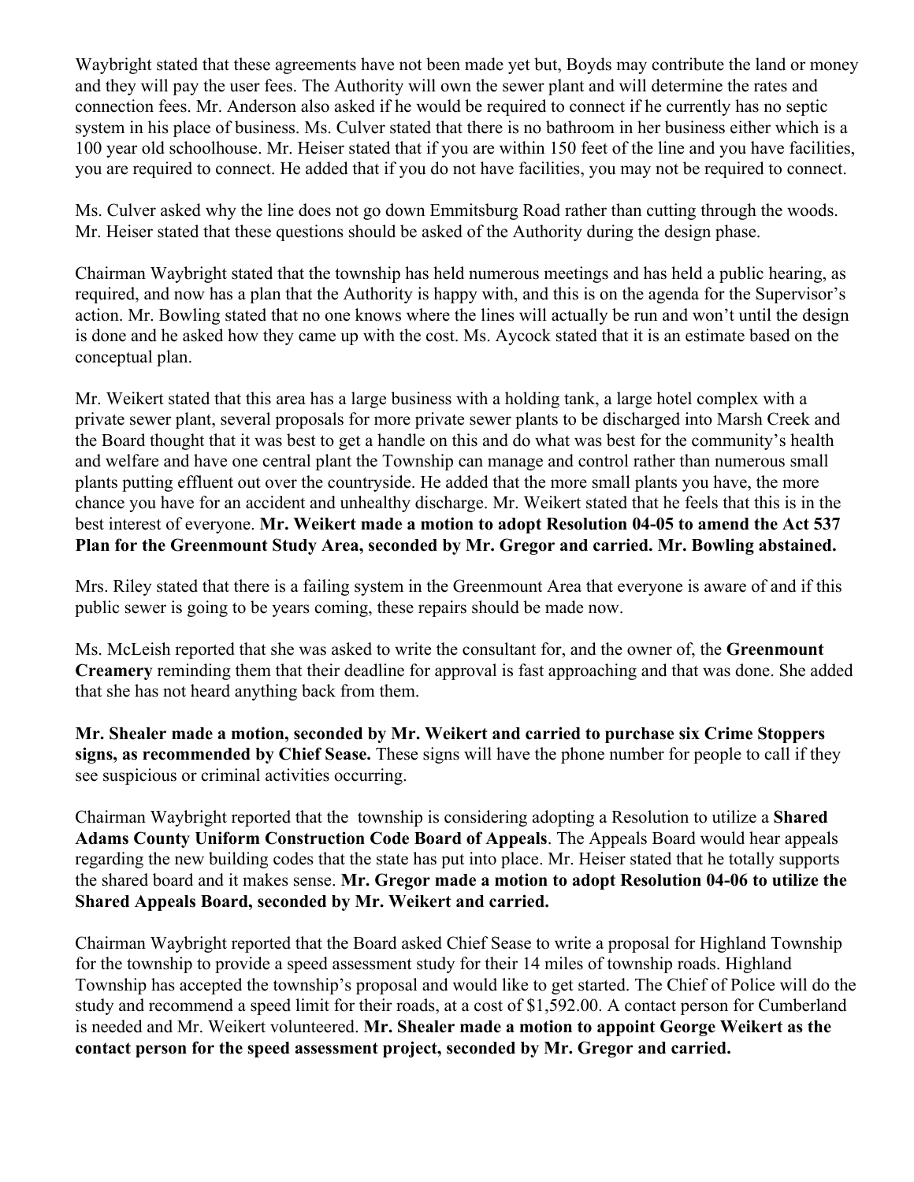Waybright stated that these agreements have not been made yet but, Boyds may contribute the land or money and they will pay the user fees. The Authority will own the sewer plant and will determine the rates and connection fees. Mr. Anderson also asked if he would be required to connect if he currently has no septic system in his place of business. Ms. Culver stated that there is no bathroom in her business either which is a 100 year old schoolhouse. Mr. Heiser stated that if you are within 150 feet of the line and you have facilities, you are required to connect. He added that if you do not have facilities, you may not be required to connect.

Ms. Culver asked why the line does not go down Emmitsburg Road rather than cutting through the woods. Mr. Heiser stated that these questions should be asked of the Authority during the design phase.

Chairman Waybright stated that the township has held numerous meetings and has held a public hearing, as required, and now has a plan that the Authority is happy with, and this is on the agenda for the Supervisor's action. Mr. Bowling stated that no one knows where the lines will actually be run and won't until the design is done and he asked how they came up with the cost. Ms. Aycock stated that it is an estimate based on the conceptual plan.

Mr. Weikert stated that this area has a large business with a holding tank, a large hotel complex with a private sewer plant, several proposals for more private sewer plants to be discharged into Marsh Creek and the Board thought that it was best to get a handle on this and do what was best for the community's health and welfare and have one central plant the Township can manage and control rather than numerous small plants putting effluent out over the countryside. He added that the more small plants you have, the more chance you have for an accident and unhealthy discharge. Mr. Weikert stated that he feels that this is in the best interest of everyone. **Mr. Weikert made a motion to adopt Resolution 04-05 to amend the Act 537 Plan for the Greenmount Study Area, seconded by Mr. Gregor and carried. Mr. Bowling abstained.**

Mrs. Riley stated that there is a failing system in the Greenmount Area that everyone is aware of and if this public sewer is going to be years coming, these repairs should be made now.

Ms. McLeish reported that she was asked to write the consultant for, and the owner of, the **Greenmount Creamery** reminding them that their deadline for approval is fast approaching and that was done. She added that she has not heard anything back from them.

**Mr. Shealer made a motion, seconded by Mr. Weikert and carried to purchase six Crime Stoppers signs, as recommended by Chief Sease.** These signs will have the phone number for people to call if they see suspicious or criminal activities occurring.

Chairman Waybright reported that the township is considering adopting a Resolution to utilize a **Shared Adams County Uniform Construction Code Board of Appeals**. The Appeals Board would hear appeals regarding the new building codes that the state has put into place. Mr. Heiser stated that he totally supports the shared board and it makes sense. **Mr. Gregor made a motion to adopt Resolution 04-06 to utilize the Shared Appeals Board, seconded by Mr. Weikert and carried.**

Chairman Waybright reported that the Board asked Chief Sease to write a proposal for Highland Township for the township to provide a speed assessment study for their 14 miles of township roads. Highland Township has accepted the township's proposal and would like to get started. The Chief of Police will do the study and recommend a speed limit for their roads, at a cost of $1,592.00. A contact person for Cumberland is needed and Mr. Weikert volunteered. **Mr. Shealer made a motion to appoint George Weikert as the contact person for the speed assessment project, seconded by Mr. Gregor and carried.**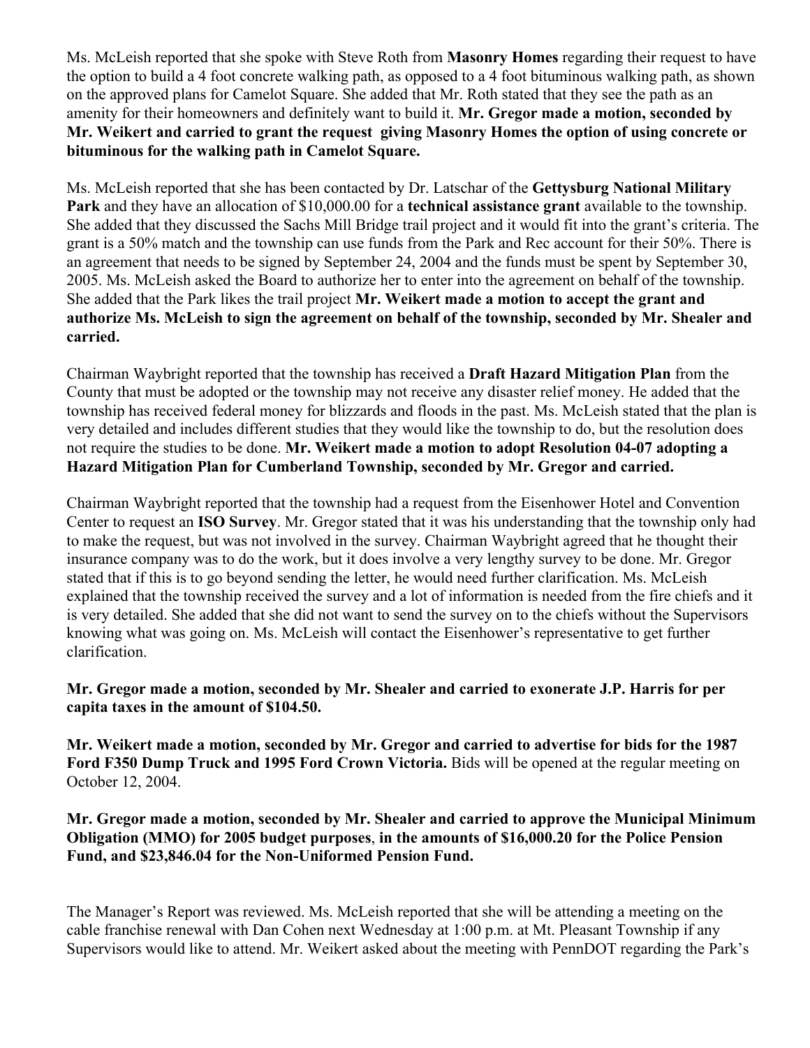Ms. McLeish reported that she spoke with Steve Roth from **Masonry Homes** regarding their request to have the option to build a 4 foot concrete walking path, as opposed to a 4 foot bituminous walking path, as shown on the approved plans for Camelot Square. She added that Mr. Roth stated that they see the path as an amenity for their homeowners and definitely want to build it. **Mr. Gregor made a motion, seconded by Mr. Weikert and carried to grant the request giving Masonry Homes the option of using concrete or bituminous for the walking path in Camelot Square.**

Ms. McLeish reported that she has been contacted by Dr. Latschar of the **Gettysburg National Military Park** and they have an allocation of $10,000.00 for a **technical assistance grant** available to the township. She added that they discussed the Sachs Mill Bridge trail project and it would fit into the grant's criteria. The grant is a 50% match and the township can use funds from the Park and Rec account for their 50%. There is an agreement that needs to be signed by September 24, 2004 and the funds must be spent by September 30, 2005. Ms. McLeish asked the Board to authorize her to enter into the agreement on behalf of the township. She added that the Park likes the trail project **Mr. Weikert made a motion to accept the grant and authorize Ms. McLeish to sign the agreement on behalf of the township, seconded by Mr. Shealer and carried.**

Chairman Waybright reported that the township has received a **Draft Hazard Mitigation Plan** from the County that must be adopted or the township may not receive any disaster relief money. He added that the township has received federal money for blizzards and floods in the past. Ms. McLeish stated that the plan is very detailed and includes different studies that they would like the township to do, but the resolution does not require the studies to be done. **Mr. Weikert made a motion to adopt Resolution 04-07 adopting a Hazard Mitigation Plan for Cumberland Township, seconded by Mr. Gregor and carried.**

Chairman Waybright reported that the township had a request from the Eisenhower Hotel and Convention Center to request an **ISO Survey**. Mr. Gregor stated that it was his understanding that the township only had to make the request, but was not involved in the survey. Chairman Waybright agreed that he thought their insurance company was to do the work, but it does involve a very lengthy survey to be done. Mr. Gregor stated that if this is to go beyond sending the letter, he would need further clarification. Ms. McLeish explained that the township received the survey and a lot of information is needed from the fire chiefs and it is very detailed. She added that she did not want to send the survey on to the chiefs without the Supervisors knowing what was going on. Ms. McLeish will contact the Eisenhower's representative to get further clarification.

**Mr. Gregor made a motion, seconded by Mr. Shealer and carried to exonerate J.P. Harris for per capita taxes in the amount of $104.50.**

**Mr. Weikert made a motion, seconded by Mr. Gregor and carried to advertise for bids for the 1987 Ford F350 Dump Truck and 1995 Ford Crown Victoria.** Bids will be opened at the regular meeting on October 12, 2004.

**Mr. Gregor made a motion, seconded by Mr. Shealer and carried to approve the Municipal Minimum Obligation (MMO) for 2005 budget purposes, in the amounts of $16,000.20 for the Police Pension Fund, and $23,846.04 for the Non-Uniformed Pension Fund.**

The Manager's Report was reviewed. Ms. McLeish reported that she will be attending a meeting on the cable franchise renewal with Dan Cohen next Wednesday at 1:00 p.m. at Mt. Pleasant Township if any Supervisors would like to attend. Mr. Weikert asked about the meeting with PennDOT regarding the Park's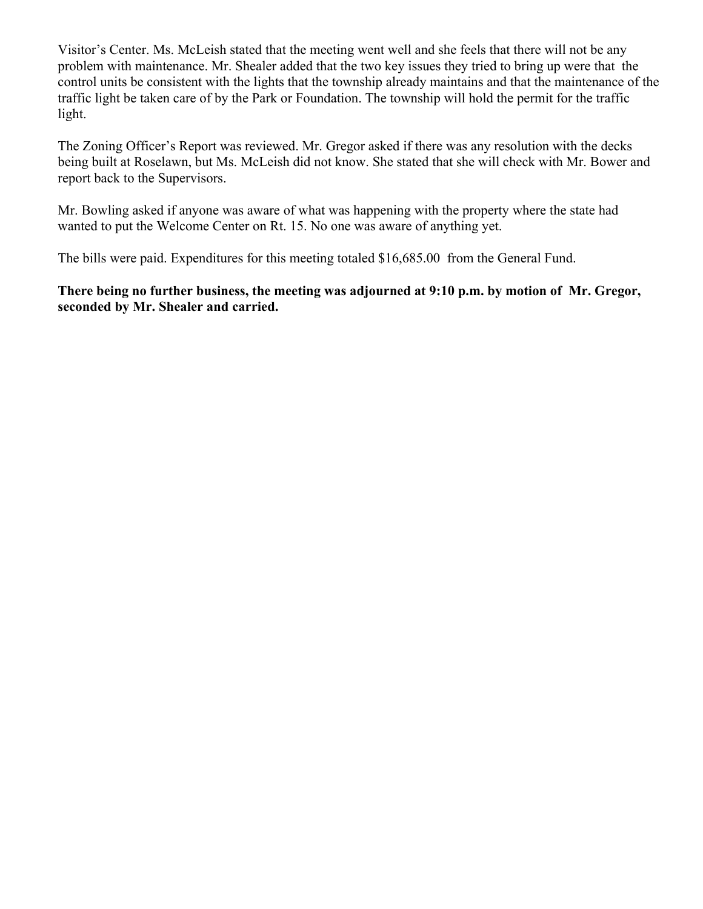Visitor's Center. Ms. McLeish stated that the meeting went well and she feels that there will not be any problem with maintenance. Mr. Shealer added that the two key issues they tried to bring up were that the control units be consistent with the lights that the township already maintains and that the maintenance of the traffic light be taken care of by the Park or Foundation. The township will hold the permit for the traffic light.

The Zoning Officer's Report was reviewed. Mr. Gregor asked if there was any resolution with the decks being built at Roselawn, but Ms. McLeish did not know. She stated that she will check with Mr. Bower and report back to the Supervisors.

Mr. Bowling asked if anyone was aware of what was happening with the property where the state had wanted to put the Welcome Center on Rt. 15. No one was aware of anything yet.

The bills were paid. Expenditures for this meeting totaled $16,685.00 from the General Fund.

**There being no further business, the meeting was adjourned at 9:10 p.m. by motion of Mr. Gregor, seconded by Mr. Shealer and carried.**